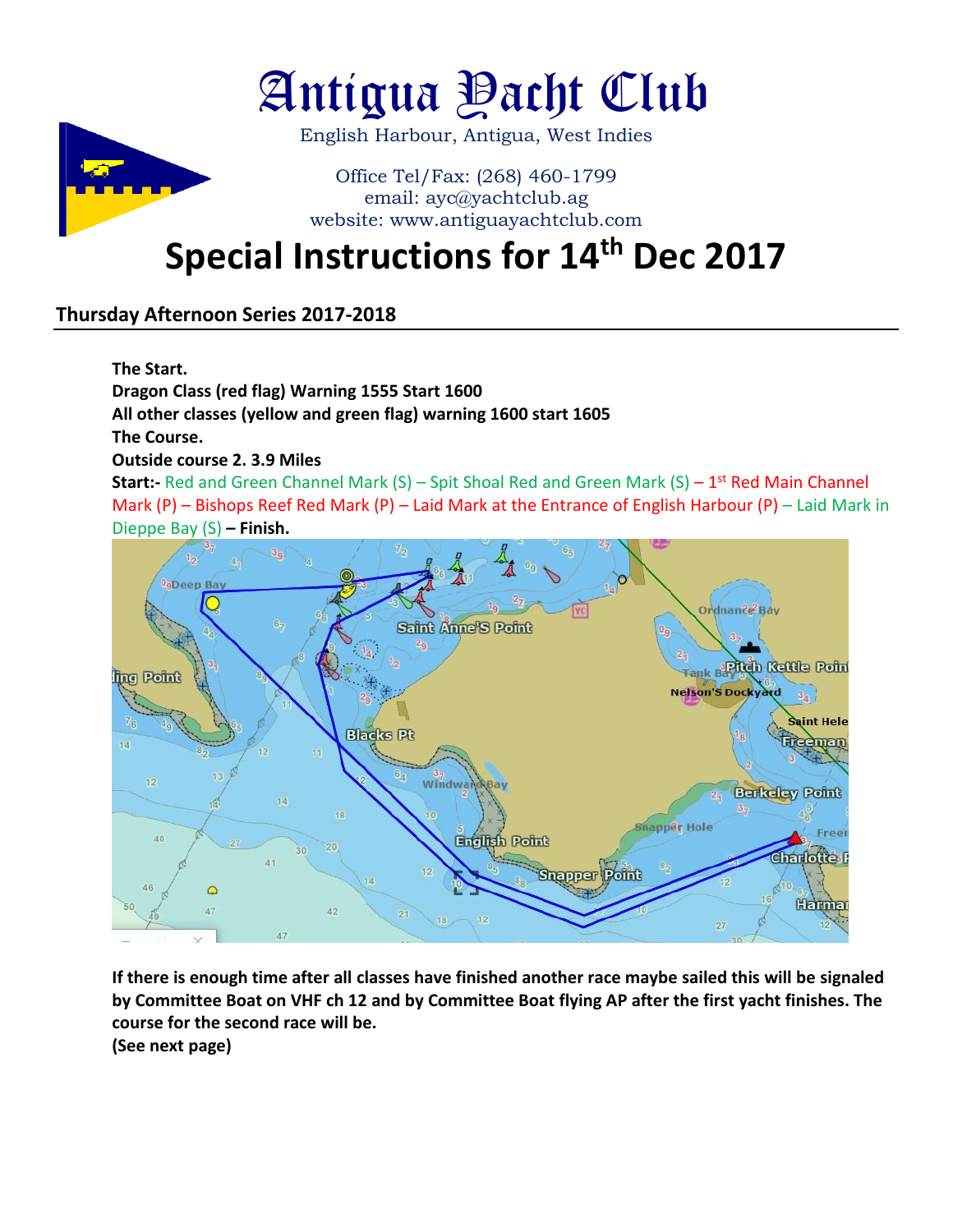# Antigua Yacht Club

English Harbour, Antigua, West Indies

Office Tel/Fax: (268) 460-1799
email: ayc@yachtclub.ag
website: www.antiguayachtclub.com

# Special Instructions for 14th Dec 2017

## Thursday Afternoon Series 2017-2018

**The Start.**
**Dragon Class (red flag) Warning 1555 Start 1600**
**All other classes (yellow and green flag) warning 1600 start 1605**
**The Course.**
**Outside course 2. 3.9 Miles**
**Start:-** Red and Green Channel Mark (S) – Spit Shoal Red and Green Mark (S) – 1st Red Main Channel Mark (P) – Bishops Reef Red Mark (P) – Laid Mark at the Entrance of English Harbour (P) – Laid Mark in Dieppe Bay (S) **– Finish.**

**If there is enough time after all classes have finished another race maybe sailed this will be signaled by Committee Boat on VHF ch 12 and by Committee Boat flying AP after the first yacht finishes. The course for the second race will be.**
**(See next page)**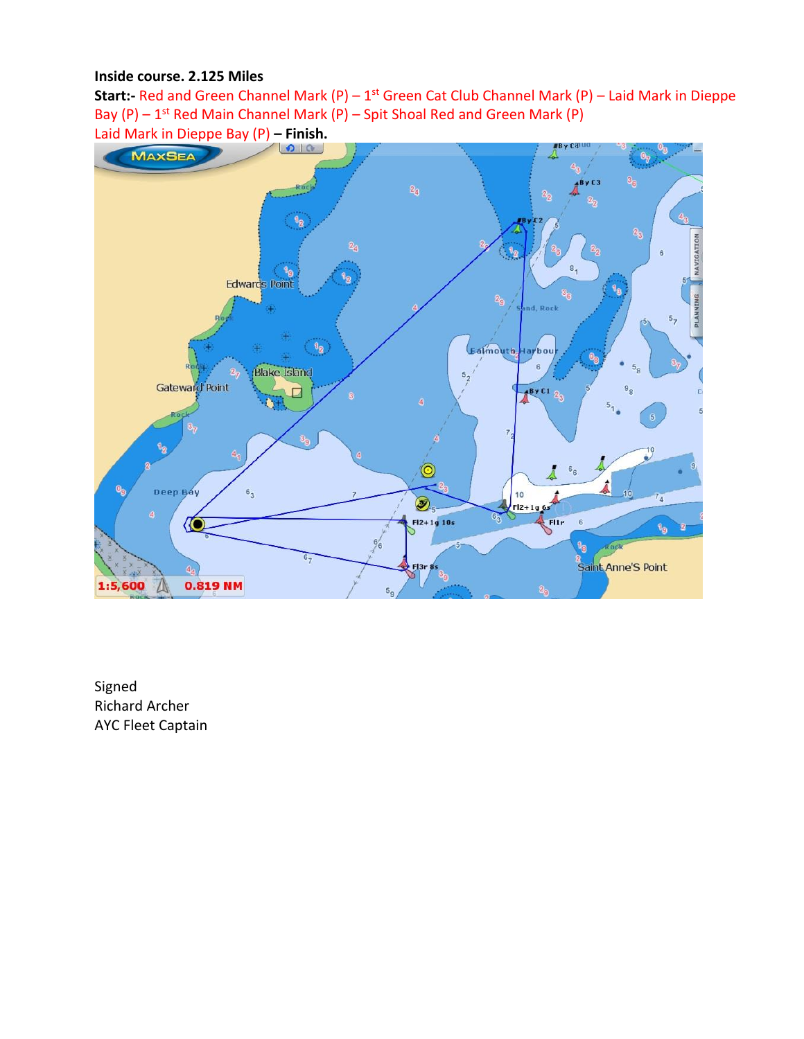**Inside course. 2.125 Miles**

**Start:-** Red and Green Channel Mark (P) – 1st Green Cat Club Channel Mark (P) – Laid Mark in Dieppe Bay (P) – 1st Red Main Channel Mark (P) – Spit Shoal Red and Green Mark (P)
Laid Mark in Dieppe Bay (P) **– Finish.**

Signed
Richard Archer
AYC Fleet Captain